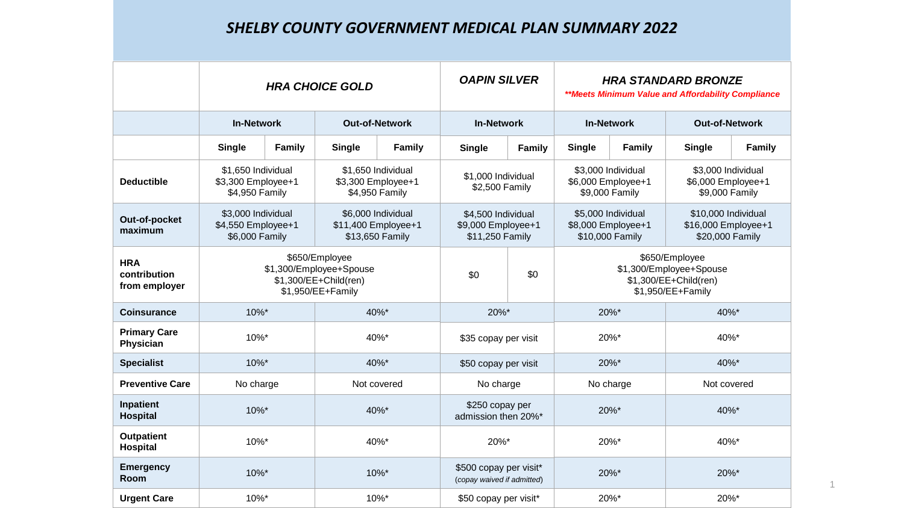# SHELBY COUNTY GOVERNMENT MEDICAL PLAN SUMMARY 2022

| | HRA CHOICE GOLD | | | | OAPIN SILVER | | HRA STANDARD BRONZE **Meets Minimum Value and Affordability Compliance | | | |
|---|---|---|---|---|---|---|---|---|---|---|
| | In-Network | | Out-of-Network | | In-Network | | In-Network | | Out-of-Network | |
| | Single | Family | Single | Family | Single | Family | Single | Family | Single | Family |
| **Deductible** | $1,650 Individual $3,300 Employee+1 $4,950 Family | | $1,650 Individual $3,300 Employee+1 $4,950 Family | | $1,000 Individual $2,500 Family | | $3,000 Individual $6,000 Employee+1 $9,000 Family | | $3,000 Individual $6,000 Employee+1 $9,000 Family | |
| **Out-of-pocket maximum** | $3,000 Individual $4,550 Employee+1 $6,000 Family | | $6,000 Individual $11,400 Employee+1 $13,650 Family | | $4,500 Individual $9,000 Employee+1 $11,250 Family | | $5,000 Individual $8,000 Employee+1 $10,000 Family | | $10,000 Individual $16,000 Employee+1 $20,000 Family | |
| **HRA contribution from employer** | $650/Employee $1,300/Employee+Spouse $1,300/EE+Child(ren) $1,950/EE+Family | | | | $0 | $0 | $650/Employee $1,300/Employee+Spouse $1,300/EE+Child(ren) $1,950/EE+Family | | | |
| **Coinsurance** | 10%* | | 40%* | | 20%* | | 20%* | | 40%* | |
| **Primary Care Physician** | 10%* | | 40%* | | $35 copay per visit | | 20%* | | 40%* | |
| **Specialist** | 10%* | | 40%* | | $50 copay per visit | | 20%* | | 40%* | |
| **Preventive Care** | No charge | | Not covered | | No charge | | No charge | | Not covered | |
| **Inpatient Hospital** | 10%* | | 40%* | | $250 copay per admission then 20%* | | 20%* | | 40%* | |
| **Outpatient Hospital** | 10%* | | 40%* | | 20%* | | 20%* | | 40%* | |
| **Emergency Room** | 10%* | | 10%* | | $500 copay per visit* *(copay waived if admitted)* | | 20%* | | 20%* | |
| **Urgent Care** | 10%* | | 10%* | | $50 copay per visit* | | 20%* | | 20%* | |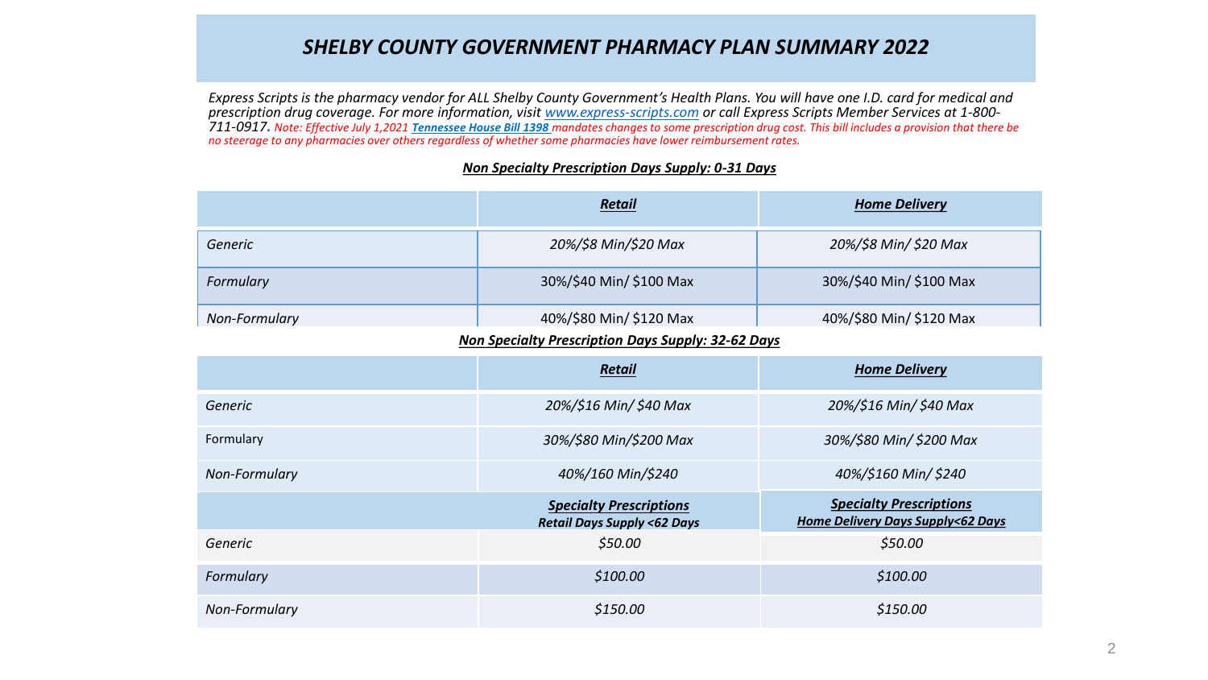# *SHELBY COUNTY GOVERNMENT PHARMACY PLAN SUMMARY 2022*

*Express Scripts is the pharmacy vendor for ALL Shelby County Government's Health Plans. You will have one I.D. card for medical and prescription drug coverage. For more information, visit www.express-scripts.com or call Express Scripts Member Services at 1-800-711-0917. Note: Effective July 1,2021 **Tennessee House Bill 1398** mandates changes to some prescription drug cost. This bill includes a provision that there be no steerage to any pharmacies over others regardless of whether some pharmacies have lower reimbursement rates.*

***Non Specialty Prescription Days Supply: 0-31 Days***

| | ***Retail*** | ***Home Delivery*** |
|---|---|---|
| *Generic* | *20%/$8 Min/$20 Max* | *20%/$8 Min/ $20 Max* |
| *Formulary* | 30%/$40 Min/ $100 Max | 30%/$40 Min/ $100 Max |
| *Non-Formulary* | 40%/$80 Min/ $120 Max | 40%/$80 Min/ $120 Max |

***Non Specialty Prescription Days Supply: 32-62 Days***

| | ***Retail*** | ***Home Delivery*** |
|---|---|---|
| *Generic* | *20%/$16 Min/ $40 Max* | *20%/$16 Min/ $40 Max* |
| Formulary | *30%/$80 Min/$200 Max* | *30%/$80 Min/ $200 Max* |
| *Non-Formulary* | *40%/160 Min/$240* | *40%/$160 Min/ $240* |

| | ***Specialty Prescriptions*** ***Retail Days Supply <62 Days*** | ***Specialty Prescriptions*** ***Home Delivery Days Supply<62 Days*** |
|---|---|---|
| *Generic* | *$50.00* | *$50.00* |
| *Formulary* | *$100.00* | *$100.00* |
| *Non-Formulary* | *$150.00* | *$150.00* |